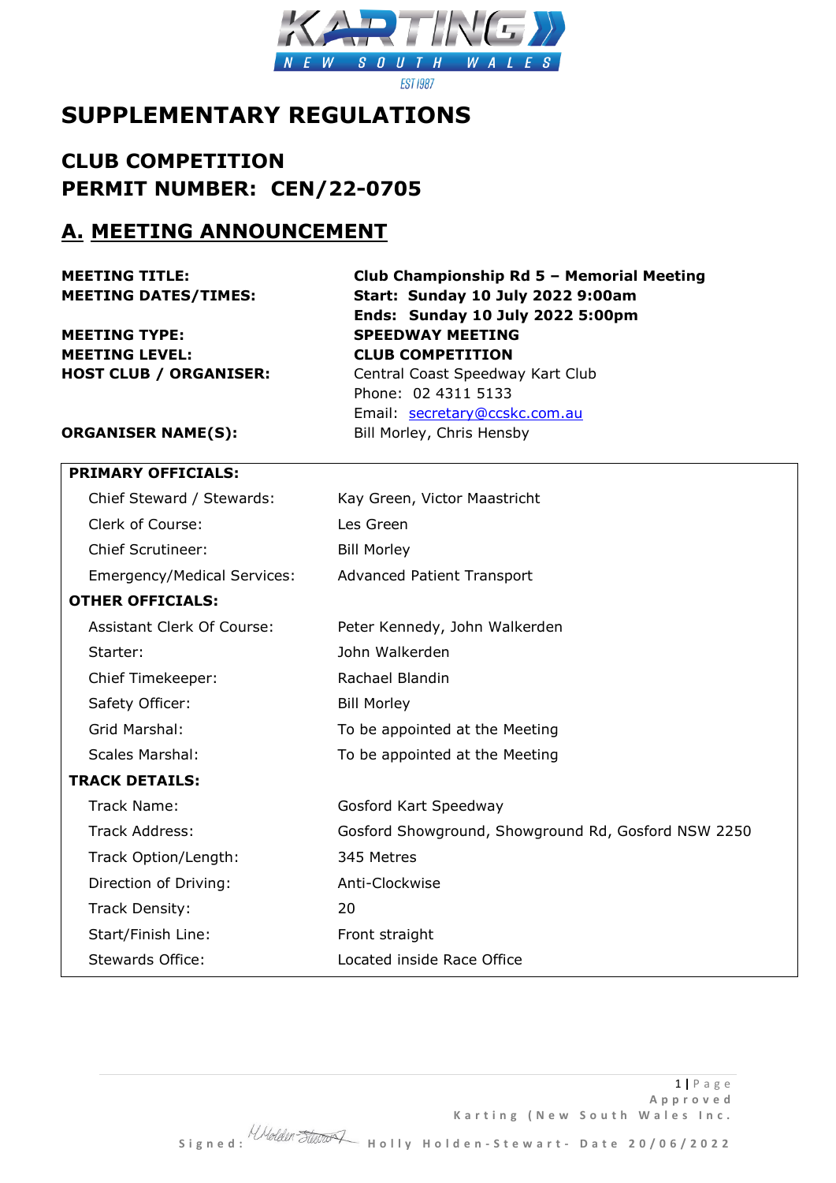# SUPPLEMENTARY REGULATIONS

## CLUB COMPETITION
## PERMIT NUMBER: CEN/22-0705

## A. MEETING ANNOUNCEMENT

| | |
|---|---|
| **MEETING TITLE:** | **Club Championship Rd 5 – Memorial Meeting** |
| **MEETING DATES/TIMES:** | **Start: Sunday 10 July 2022 9:00am** |
| | **Ends: Sunday 10 July 2022 5:00pm** |
| **MEETING TYPE:** | **SPEEDWAY MEETING** |
| **MEETING LEVEL:** | **CLUB COMPETITION** |
| **HOST CLUB / ORGANISER:** | Central Coast Speedway Kart Club |
| | Phone: 02 4311 5133 |
| | Email: secretary@ccskc.com.au |
| **ORGANISER NAME(S):** | Bill Morley, Chris Hensby |

| **PRIMARY OFFICIALS:** | |
|---|---|
| Chief Steward / Stewards: | Kay Green, Victor Maastricht |
| Clerk of Course: | Les Green |
| Chief Scrutineer: | Bill Morley |
| Emergency/Medical Services: | Advanced Patient Transport |
| **OTHER OFFICIALS:** | |
| Assistant Clerk Of Course: | Peter Kennedy, John Walkerden |
| Starter: | John Walkerden |
| Chief Timekeeper: | Rachael Blandin |
| Safety Officer: | Bill Morley |
| Grid Marshal: | To be appointed at the Meeting |
| Scales Marshal: | To be appointed at the Meeting |
| **TRACK DETAILS:** | |
| Track Name: | Gosford Kart Speedway |
| Track Address: | Gosford Showground, Showground Rd, Gosford NSW 2250 |
| Track Option/Length: | 345 Metres |
| Direction of Driving: | Anti-Clockwise |
| Track Density: | 20 |
| Start/Finish Line: | Front straight |
| Stewards Office: | Located inside Race Office |

Approved Karting (New South Wales Inc.

Signed: Holly Holden-Stewart- Date 20/06/2022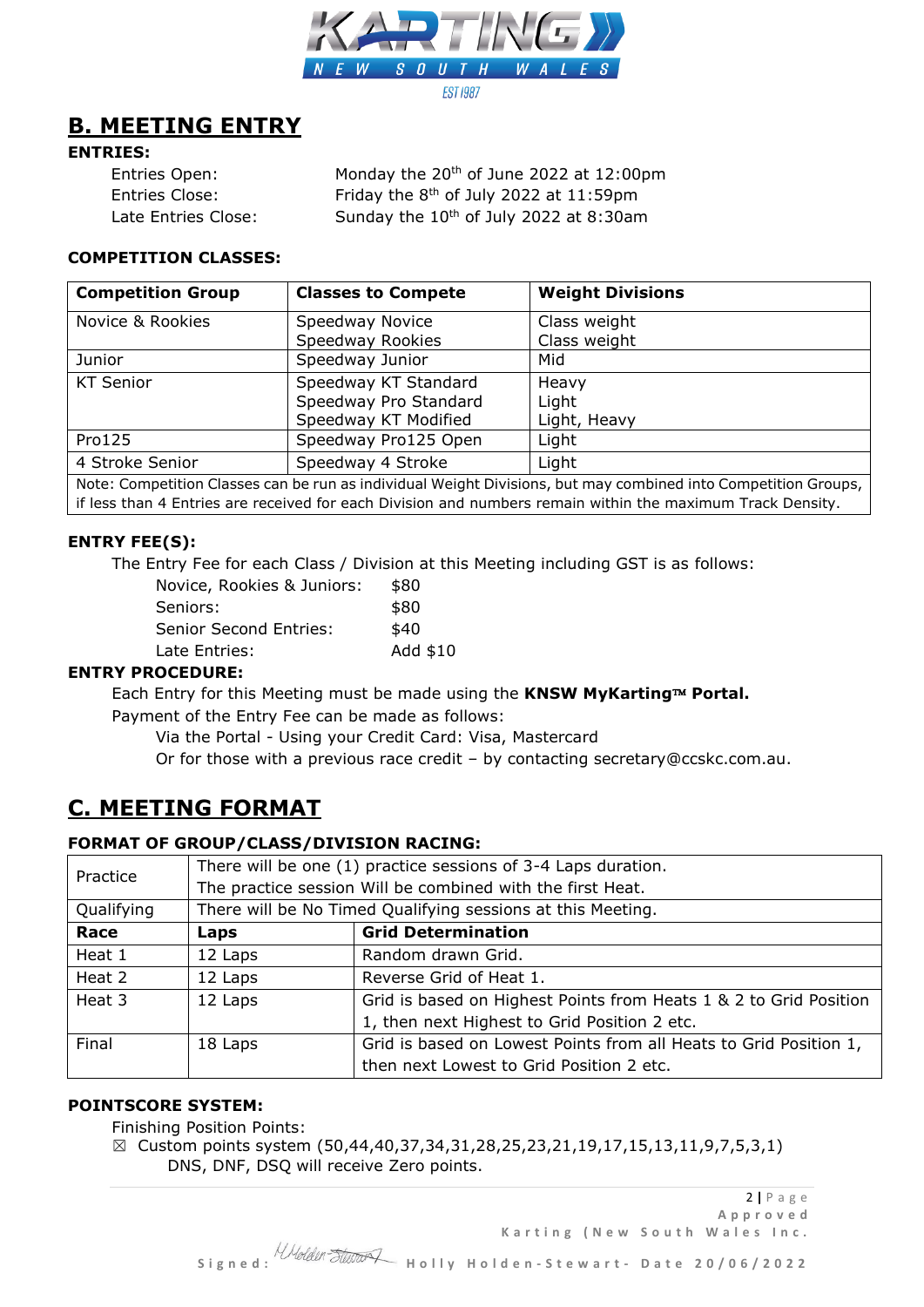## B. MEETING ENTRY

**ENTRIES:**

| | |
|---|---|
| Entries Open: | Monday the 20th of June 2022 at 12:00pm |
| Entries Close: | Friday the 8th of July 2022 at 11:59pm |
| Late Entries Close: | Sunday the 10th of July 2022 at 8:30am |

**COMPETITION CLASSES:**

| Competition Group | Classes to Compete | Weight Divisions |
|---|---|---|
| Novice & Rookies | Speedway Novice<br>Speedway Rookies | Class weight<br>Class weight |
| Junior | Speedway Junior | Mid |
| KT Senior | Speedway KT Standard<br>Speedway Pro Standard<br>Speedway KT Modified | Heavy<br>Light<br>Light, Heavy |
| Pro125 | Speedway Pro125 Open | Light |
| 4 Stroke Senior | Speedway 4 Stroke | Light |

Note: Competition Classes can be run as individual Weight Divisions, but may combined into Competition Groups, if less than 4 Entries are received for each Division and numbers remain within the maximum Track Density.

**ENTRY FEE(S):**

The Entry Fee for each Class / Division at this Meeting including GST is as follows:

| | |
|---|---|
| Novice, Rookies & Juniors: | $80 |
| Seniors: | $80 |
| Senior Second Entries: | $40 |
| Late Entries: | Add $10 |

**ENTRY PROCEDURE:**

Each Entry for this Meeting must be made using the **KNSW MyKarting™ Portal.**

Payment of the Entry Fee can be made as follows:

Via the Portal - Using your Credit Card: Visa, Mastercard

Or for those with a previous race credit – by contacting secretary@ccskc.com.au.

## C. MEETING FORMAT

**FORMAT OF GROUP/CLASS/DIVISION RACING:**

| Practice | There will be one (1) practice sessions of 3-4 Laps duration.<br>The practice session Will be combined with the first Heat. | |
|---|---|---|
| Qualifying | There will be No Timed Qualifying sessions at this Meeting. | |
| **Race** | **Laps** | **Grid Determination** |
| Heat 1 | 12 Laps | Random drawn Grid. |
| Heat 2 | 12 Laps | Reverse Grid of Heat 1. |
| Heat 3 | 12 Laps | Grid is based on Highest Points from Heats 1 & 2 to Grid Position 1, then next Highest to Grid Position 2 etc. |
| Final | 18 Laps | Grid is based on Lowest Points from all Heats to Grid Position 1, then next Lowest to Grid Position 2 etc. |

**POINTSCORE SYSTEM:**

Finishing Position Points:

☒ Custom points system (50,44,40,37,34,31,28,25,23,21,19,17,15,13,11,9,7,5,3,1)
DNS, DNF, DSQ will receive Zero points.

Approved
Karting (New South Wales Inc.
Signed: Holly Holden-Stewart- Date 20/06/2022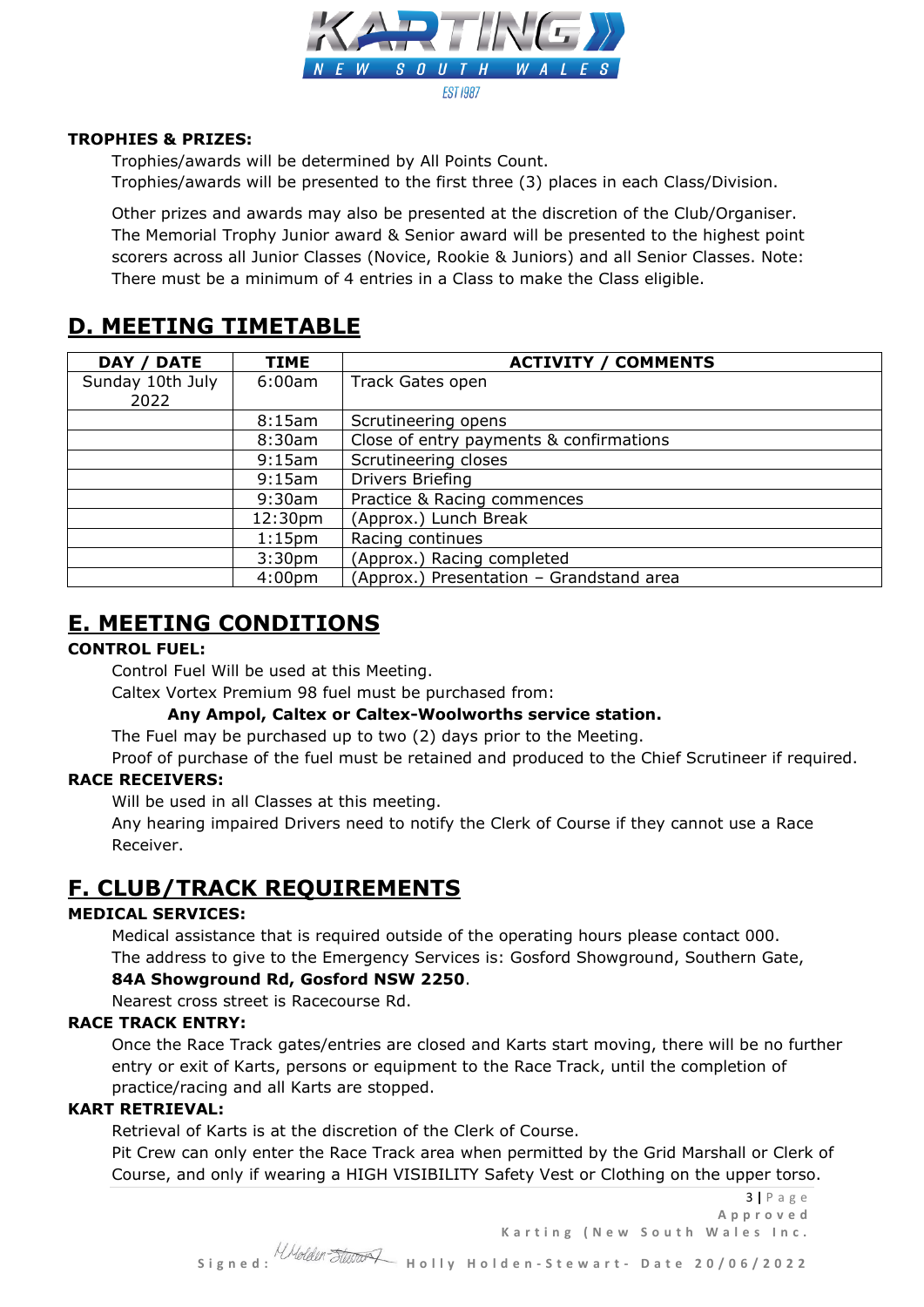**TROPHIES & PRIZES:**

Trophies/awards will be determined by All Points Count.
Trophies/awards will be presented to the first three (3) places in each Class/Division.

Other prizes and awards may also be presented at the discretion of the Club/Organiser. The Memorial Trophy Junior award & Senior award will be presented to the highest point scorers across all Junior Classes (Novice, Rookie & Juniors) and all Senior Classes. Note: There must be a minimum of 4 entries in a Class to make the Class eligible.

## D. MEETING TIMETABLE

| DAY / DATE | TIME | ACTIVITY / COMMENTS |
|---|---|---|
| Sunday 10th July 2022 | 6:00am | Track Gates open |
| | 8:15am | Scrutineering opens |
| | 8:30am | Close of entry payments & confirmations |
| | 9:15am | Scrutineering closes |
| | 9:15am | Drivers Briefing |
| | 9:30am | Practice & Racing commences |
| | 12:30pm | (Approx.) Lunch Break |
| | 1:15pm | Racing continues |
| | 3:30pm | (Approx.) Racing completed |
| | 4:00pm | (Approx.) Presentation – Grandstand area |

## E. MEETING CONDITIONS

**CONTROL FUEL:**

Control Fuel Will be used at this Meeting.
Caltex Vortex Premium 98 fuel must be purchased from:

**Any Ampol, Caltex or Caltex-Woolworths service station.**

The Fuel may be purchased up to two (2) days prior to the Meeting.
Proof of purchase of the fuel must be retained and produced to the Chief Scrutineer if required.

**RACE RECEIVERS:**

Will be used in all Classes at this meeting.
Any hearing impaired Drivers need to notify the Clerk of Course if they cannot use a Race Receiver.

## F. CLUB/TRACK REQUIREMENTS

**MEDICAL SERVICES:**

Medical assistance that is required outside of the operating hours please contact 000.
The address to give to the Emergency Services is: Gosford Showground, Southern Gate,
**84A Showground Rd, Gosford NSW 2250**.
Nearest cross street is Racecourse Rd.

**RACE TRACK ENTRY:**

Once the Race Track gates/entries are closed and Karts start moving, there will be no further entry or exit of Karts, persons or equipment to the Race Track, until the completion of practice/racing and all Karts are stopped.

**KART RETRIEVAL:**

Retrieval of Karts is at the discretion of the Clerk of Course.
Pit Crew can only enter the Race Track area when permitted by the Grid Marshall or Clerk of Course, and only if wearing a HIGH VISIBILITY Safety Vest or Clothing on the upper torso.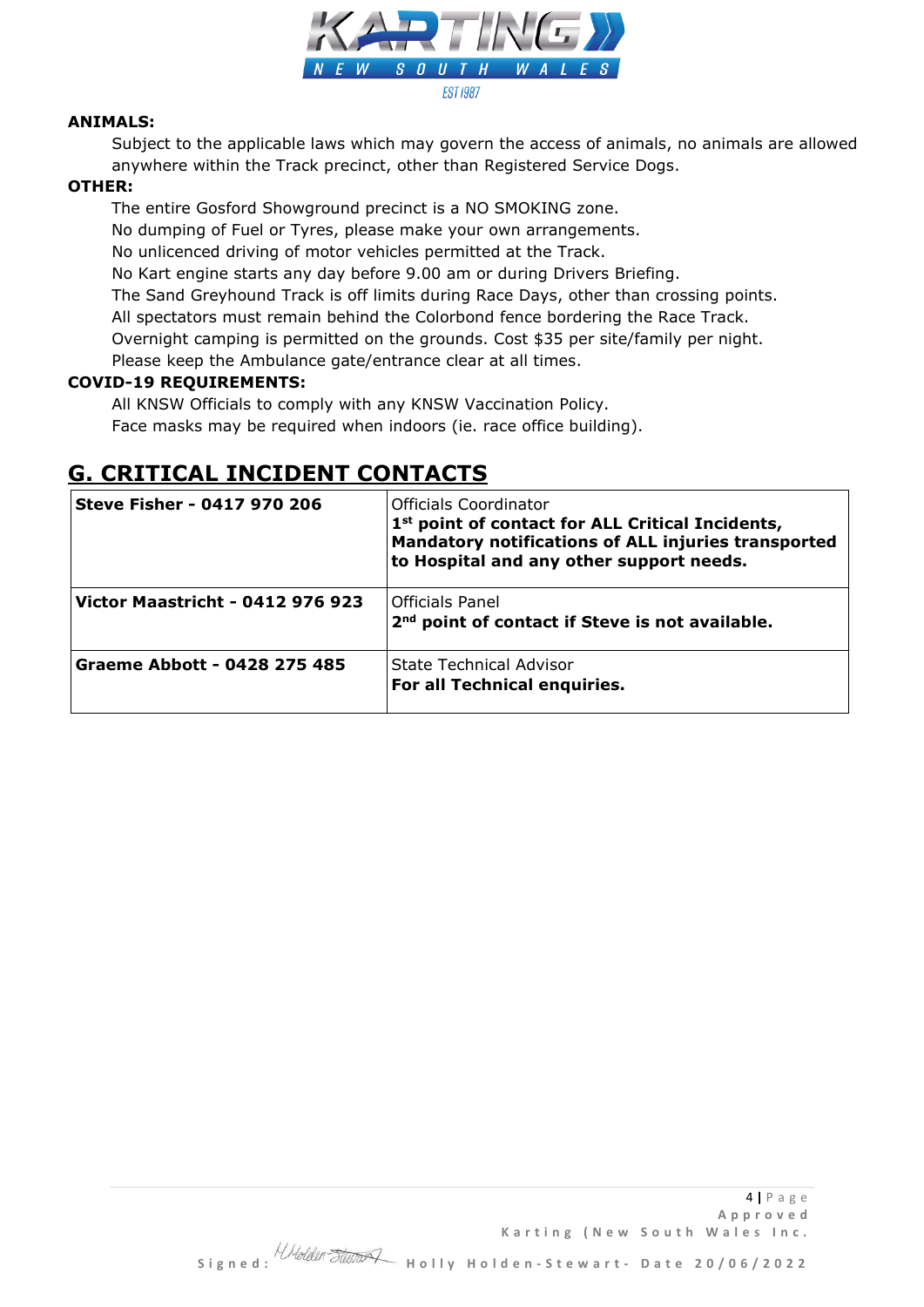**ANIMALS:**

Subject to the applicable laws which may govern the access of animals, no animals are allowed anywhere within the Track precinct, other than Registered Service Dogs.

**OTHER:**

The entire Gosford Showground precinct is a NO SMOKING zone.
No dumping of Fuel or Tyres, please make your own arrangements.
No unlicenced driving of motor vehicles permitted at the Track.
No Kart engine starts any day before 9.00 am or during Drivers Briefing.
The Sand Greyhound Track is off limits during Race Days, other than crossing points.
All spectators must remain behind the Colorbond fence bordering the Race Track.
Overnight camping is permitted on the grounds. Cost $35 per site/family per night.
Please keep the Ambulance gate/entrance clear at all times.

**COVID-19 REQUIREMENTS:**

All KNSW Officials to comply with any KNSW Vaccination Policy.
Face masks may be required when indoors (ie. race office building).

## G. CRITICAL INCIDENT CONTACTS

| | |
|---|---|
| **Steve Fisher - 0417 970 206** | Officials Coordinator **1st point of contact for ALL Critical Incidents, Mandatory notifications of ALL injuries transported to Hospital and any other support needs.** |
| **Victor Maastricht - 0412 976 923** | Officials Panel **2nd point of contact if Steve is not available.** |
| **Graeme Abbott - 0428 275 485** | State Technical Advisor **For all Technical enquiries.** |

Approved Karting (New South Wales Inc.

Signed: Holly Holden-Stewart- Date 20/06/2022